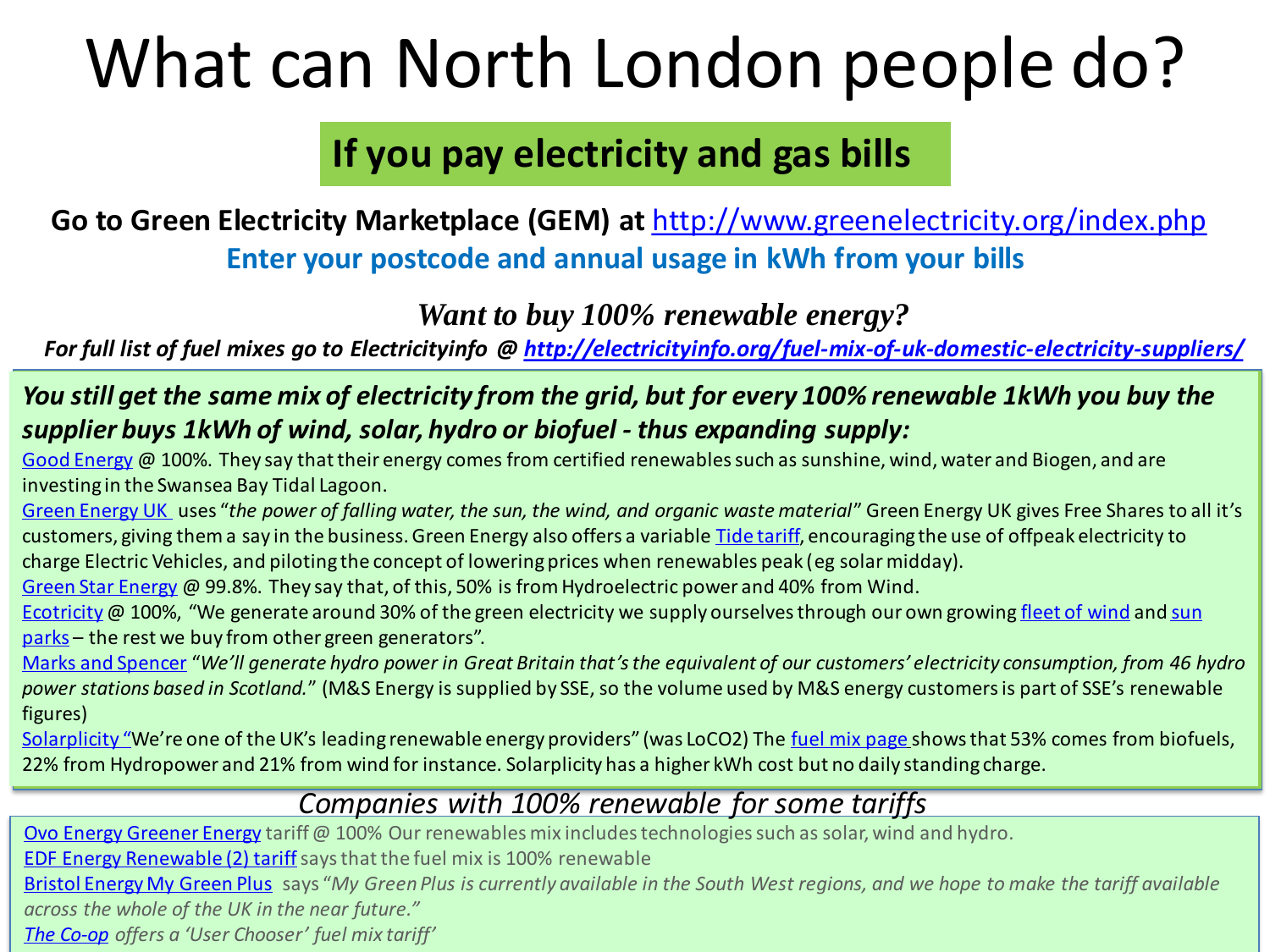# What can North London people do?

## If you pay electricity and gas bills

**Go to Green Electricity Marketplace (GEM) at [http://www.greenelectricity.org/index.php](http://www.greenelectricity.org/index.php)**

**Enter your postcode and annual usage in kWh from your bills**

### *Want to buy 100% renewable energy?*

***For full list of fuel mixes go to Electricityinfo @ [http://electricityinfo.org/fuel-mix-of-uk-domestic-electricity-suppliers/](http://electricityinfo.org/fuel-mix-of-uk-domestic-electricity-suppliers/)***

***You still get the same mix of electricity from the grid, but for every 100% renewable 1kWh you buy the supplier buys 1kWh of wind, solar, hydro or biofuel - thus expanding supply:***

Good Energy @ 100%. They say that their energy comes from certified renewables such as sunshine, wind, water and Biogen, and are investing in the Swansea Bay Tidal Lagoon.

Green Energy UK uses "*the power of falling water, the sun, the wind, and organic waste material*" Green Energy UK gives Free Shares to all it's customers, giving them a say in the business. Green Energy also offers a variable Tide tariff, encouraging the use of offpeak electricity to charge Electric Vehicles, and piloting the concept of lowering prices when renewables peak (eg solar midday).

Green Star Energy @ 99.8%. They say that, of this, 50% is from Hydroelectric power and 40% from Wind.

Ecotricity @ 100%, "We generate around 30% of the green electricity we supply ourselves through our own growing fleet of wind and sun parks – the rest we buy from other green generators".

Marks and Spencer "*We'll generate hydro power in Great Britain that's the equivalent of our customers' electricity consumption, from 46 hydro power stations based in Scotland.*" (M&S Energy is supplied by SSE, so the volume used by M&S energy customers is part of SSE's renewable figures)

Solarplicity "We're one of the UK's leading renewable energy providers" (was LoCO2) The fuel mix page shows that 53% comes from biofuels, 22% from Hydropower and 21% from wind for instance. Solarplicity has a higher kWh cost but no daily standing charge.

### *Companies with 100% renewable for some tariffs*

Ovo Energy Greener Energy tariff @ 100% Our renewables mix includes technologies such as solar, wind and hydro.

EDF Energy Renewable (2) tariff says that the fuel mix is 100% renewable

Bristol Energy My Green Plus says "*My Green Plus is currently available in the South West regions, and we hope to make the tariff available across the whole of the UK in the near future.*"

*The Co-op offers a 'User Chooser' fuel mix tariff'*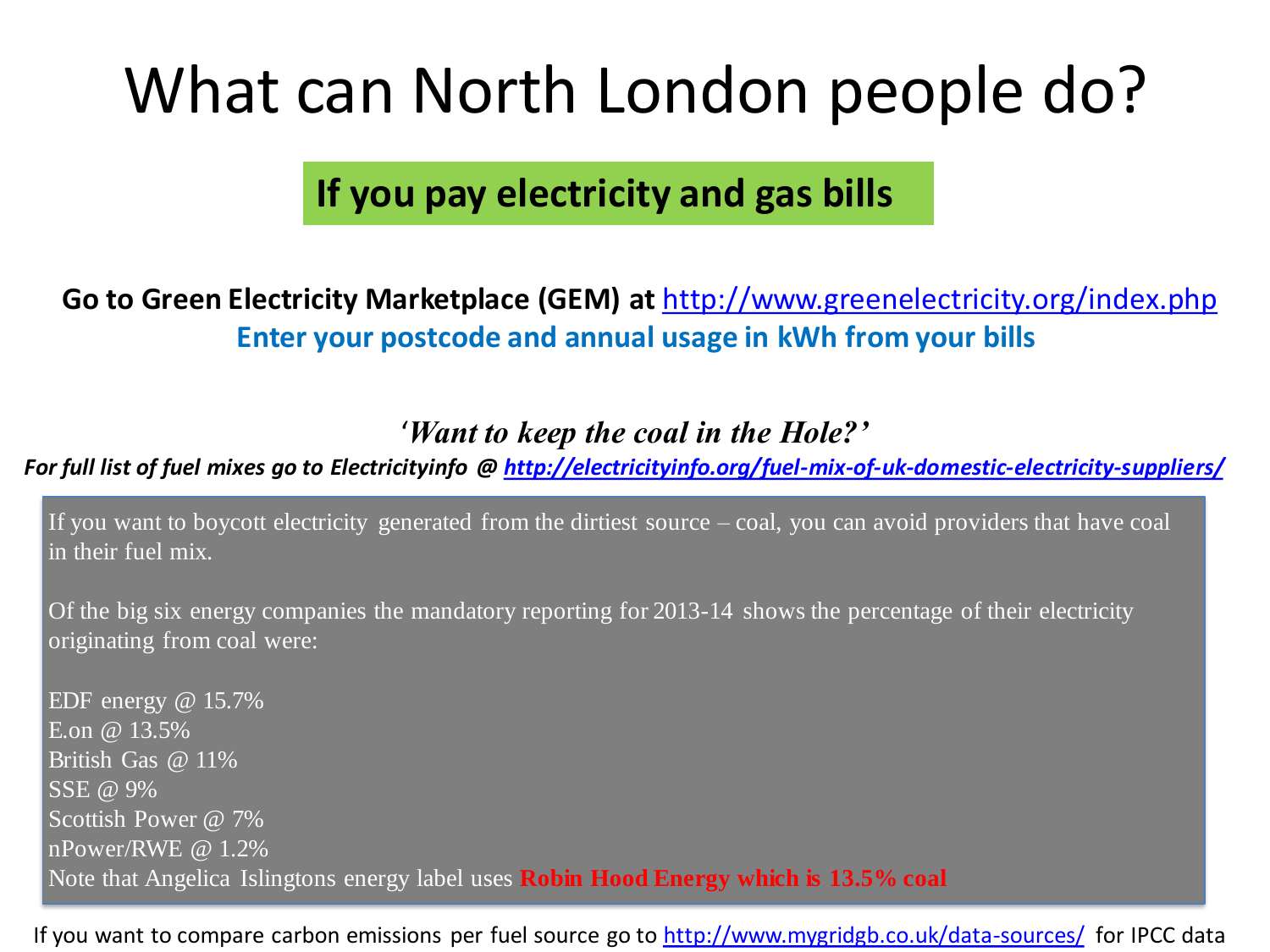# What can North London people do?

**If you pay electricity and gas bills**

**Go to Green Electricity Marketplace (GEM) at** http://www.greenelectricity.org/index.php

**Enter your postcode and annual usage in kWh from your bills**

***'Want to keep the coal in the Hole?'***

***For full list of fuel mixes go to Electricityinfo @ http://electricityinfo.org/fuel-mix-of-uk-domestic-electricity-suppliers/***

If you want to boycott electricity generated from the dirtiest source – coal, you can avoid providers that have coal in their fuel mix.

Of the big six energy companies the mandatory reporting for 2013-14 shows the percentage of their electricity originating from coal were:

EDF energy @ 15.7%
E.on @ 13.5%
British Gas @ 11%
SSE @ 9%
Scottish Power @ 7%
nPower/RWE @ 1.2%
Note that Angelica Islingtons energy label uses **Robin Hood Energy which is 13.5% coal**

If you want to compare carbon emissions per fuel source go to http://www.mygridgb.co.uk/data-sources/ for IPCC data